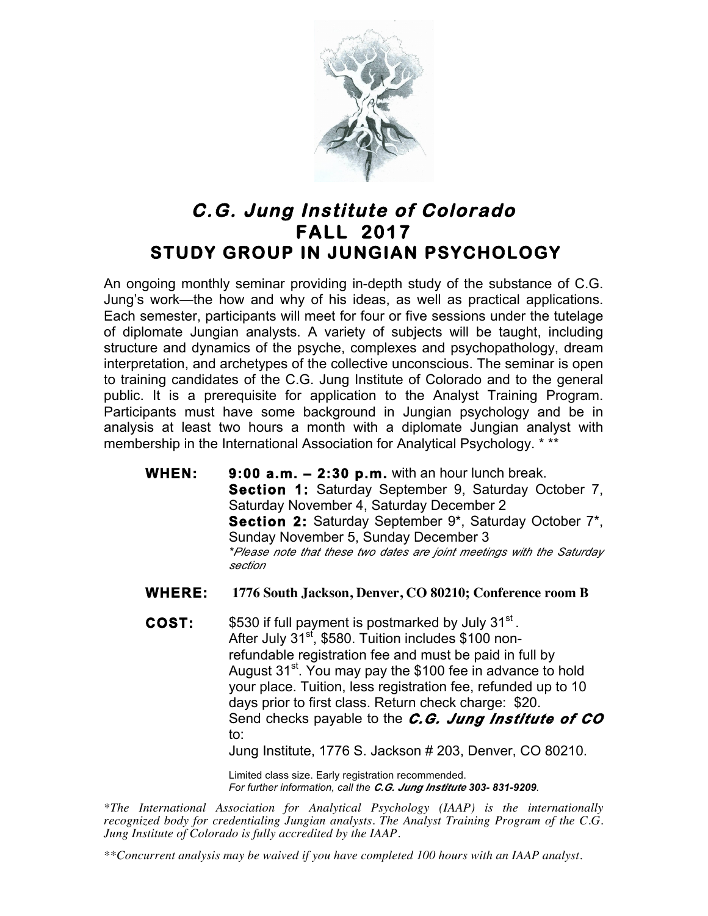# *C.G. Jung Institute of Colorado*

## FALL 2017

## STUDY GROUP IN JUNGIAN PSYCHOLOGY

An ongoing monthly seminar providing in-depth study of the substance of C.G. Jung's work—the how and why of his ideas, as well as practical applications. Each semester, participants will meet for four or five sessions under the tutelage of diplomate Jungian analysts. A variety of subjects will be taught, including structure and dynamics of the psyche, complexes and psychopathology, dream interpretation, and archetypes of the collective unconscious. The seminar is open to training candidates of the C.G. Jung Institute of Colorado and to the general public. It is a prerequisite for application to the Analyst Training Program. Participants must have some background in Jungian psychology and be in analysis at least two hours a month with a diplomate Jungian analyst with membership in the International Association for Analytical Psychology. * **

**WHEN:** **9:00 a.m. – 2:30 p.m.** with an hour lunch break.
**Section 1:** Saturday September 9, Saturday October 7, Saturday November 4, Saturday December 2
**Section 2:** Saturday September 9*, Saturday October 7*, Sunday November 5, Sunday December 3
*\*Please note that these two dates are joint meetings with the Saturday section*

**WHERE:** **1776 South Jackson, Denver, CO 80210; Conference room B**

**COST:** \$530 if full payment is postmarked by July 31st. After July 31st, \$580. Tuition includes \$100 non-refundable registration fee and must be paid in full by August 31st. You may pay the \$100 fee in advance to hold your place. Tuition, less registration fee, refunded up to 10 days prior to first class. Return check charge: \$20.
Send checks payable to the ***C.G. Jung Institute of CO*** to:
Jung Institute, 1776 S. Jackson # 203, Denver, CO 80210.

Limited class size. Early registration recommended.
*For further information, call the **C.G. Jung Institute 303- 831-9209**.*

*\*The International Association for Analytical Psychology (IAAP) is the internationally recognized body for credentialing Jungian analysts. The Analyst Training Program of the C.G. Jung Institute of Colorado is fully accredited by the IAAP.*

*\*\*Concurrent analysis may be waived if you have completed 100 hours with an IAAP analyst.*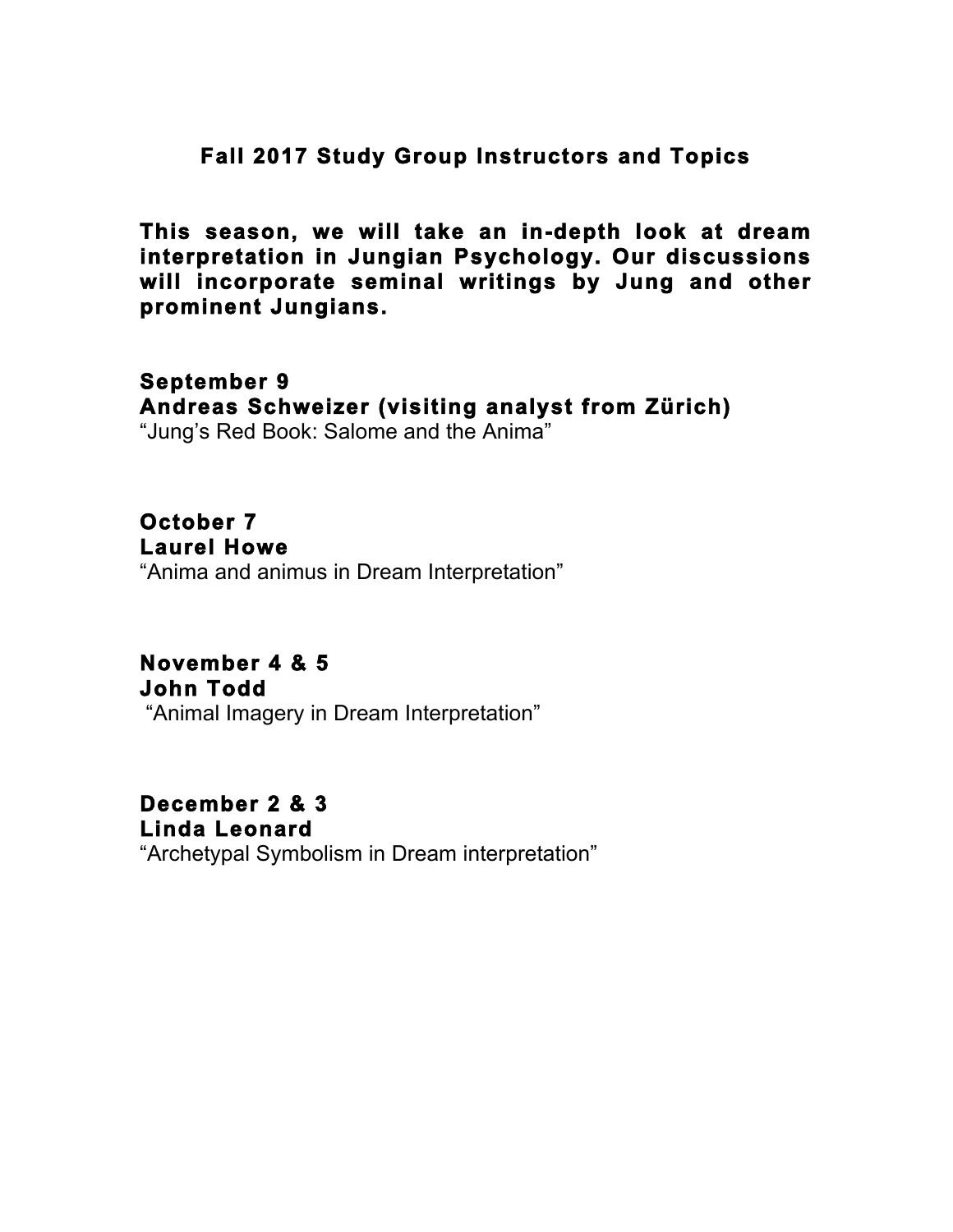## Fall 2017 Study Group Instructors and Topics

**This season, we will take an in-depth look at dream interpretation in Jungian Psychology. Our discussions will incorporate seminal writings by Jung and other prominent Jungians.**

**September 9**
**Andreas Schweizer (visiting analyst from Zürich)**
"Jung's Red Book: Salome and the Anima"

**October 7**
**Laurel Howe**
"Anima and animus in Dream Interpretation"

**November 4 & 5**
**John Todd**
"Animal Imagery in Dream Interpretation"

**December 2 & 3**
**Linda Leonard**
"Archetypal Symbolism in Dream interpretation"